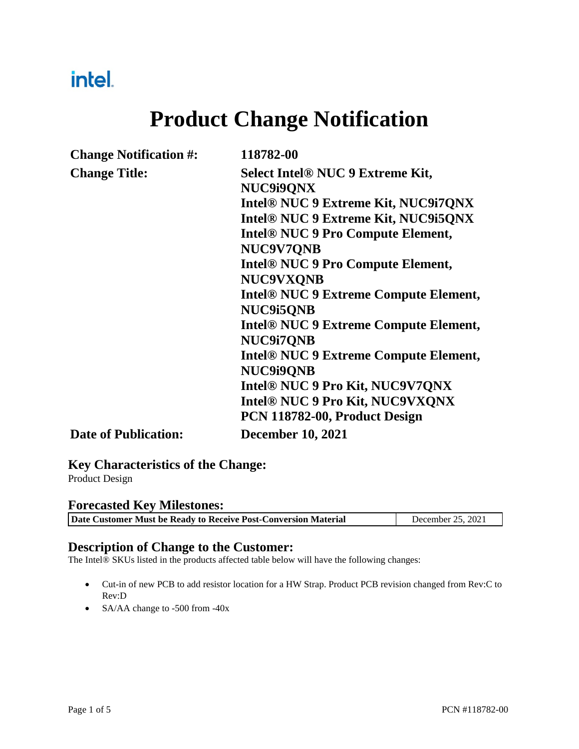intel.

# Product Change Notification

| | |
|---|---|
| **Change Notification #:** | **118782-00** |
| **Change Title:** | **Select Intel® NUC 9 Extreme Kit, NUC9i9QNX**<br>**Intel® NUC 9 Extreme Kit, NUC9i7QNX**<br>**Intel® NUC 9 Extreme Kit, NUC9i5QNX**<br>**Intel® NUC 9 Pro Compute Element, NUC9V7QNB**<br>**Intel® NUC 9 Pro Compute Element, NUC9VXQNB**<br>**Intel® NUC 9 Extreme Compute Element, NUC9i5QNB**<br>**Intel® NUC 9 Extreme Compute Element, NUC9i7QNB**<br>**Intel® NUC 9 Extreme Compute Element, NUC9i9QNB**<br>**Intel® NUC 9 Pro Kit, NUC9V7QNX**<br>**Intel® NUC 9 Pro Kit, NUC9VXQNX**<br>**PCN 118782-00, Product Design** |
| **Date of Publication:** | **December 10, 2021** |

## Key Characteristics of the Change:

Product Design

## Forecasted Key Milestones:

| | |
|---|---|
| **Date Customer Must be Ready to Receive Post-Conversion Material** | December 25, 2021 |

## Description of Change to the Customer:

The Intel® SKUs listed in the products affected table below will have the following changes:

- Cut-in of new PCB to add resistor location for a HW Strap. Product PCB revision changed from Rev:C to Rev:D
- SA/AA change to -500 from -40x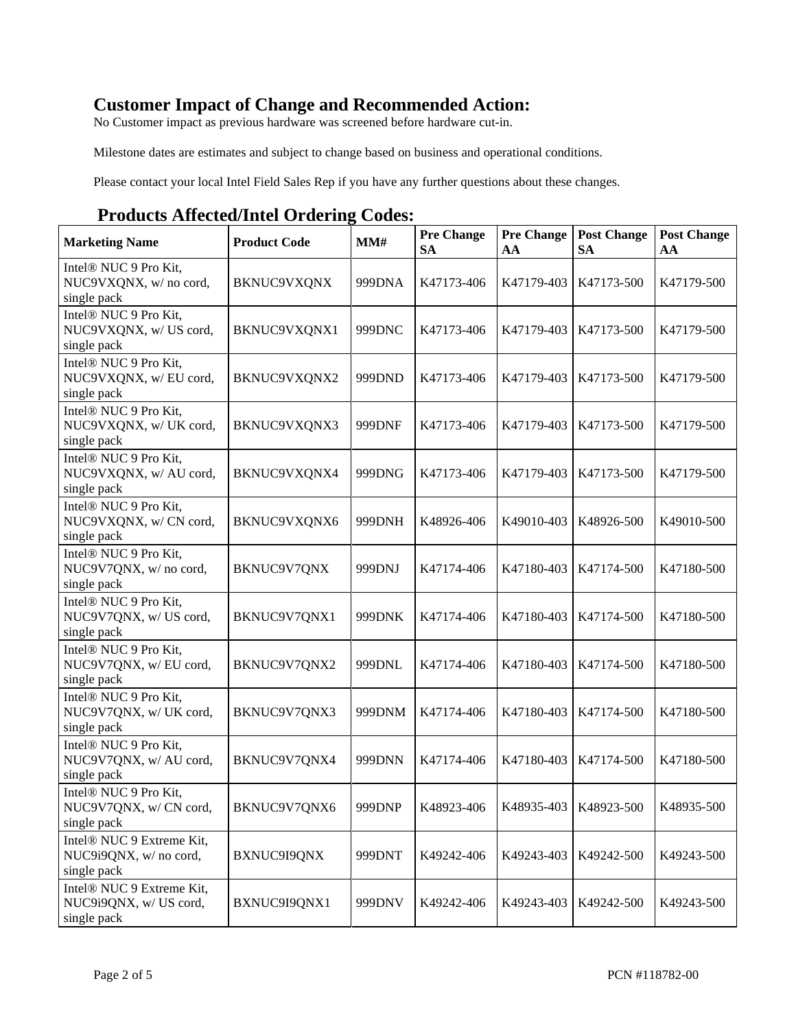## Customer Impact of Change and Recommended Action:

No Customer impact as previous hardware was screened before hardware cut-in.

Milestone dates are estimates and subject to change based on business and operational conditions.

Please contact your local Intel Field Sales Rep if you have any further questions about these changes.

## Products Affected/Intel Ordering Codes:

| Marketing Name | Product Code | MM# | Pre Change SA | Pre Change AA | Post Change SA | Post Change AA |
|---|---|---|---|---|---|---|
| Intel® NUC 9 Pro Kit, NUC9VXQNX, w/ no cord, single pack | BKNUC9VXQNX | 999DNA | K47173-406 | K47179-403 | K47173-500 | K47179-500 |
| Intel® NUC 9 Pro Kit, NUC9VXQNX, w/ US cord, single pack | BKNUC9VXQNX1 | 999DNC | K47173-406 | K47179-403 | K47173-500 | K47179-500 |
| Intel® NUC 9 Pro Kit, NUC9VXQNX, w/ EU cord, single pack | BKNUC9VXQNX2 | 999DND | K47173-406 | K47179-403 | K47173-500 | K47179-500 |
| Intel® NUC 9 Pro Kit, NUC9VXQNX, w/ UK cord, single pack | BKNUC9VXQNX3 | 999DNF | K47173-406 | K47179-403 | K47173-500 | K47179-500 |
| Intel® NUC 9 Pro Kit, NUC9VXQNX, w/ AU cord, single pack | BKNUC9VXQNX4 | 999DNG | K47173-406 | K47179-403 | K47173-500 | K47179-500 |
| Intel® NUC 9 Pro Kit, NUC9VXQNX, w/ CN cord, single pack | BKNUC9VXQNX6 | 999DNH | K48926-406 | K49010-403 | K48926-500 | K49010-500 |
| Intel® NUC 9 Pro Kit, NUC9V7QNX, w/ no cord, single pack | BKNUC9V7QNX | 999DNJ | K47174-406 | K47180-403 | K47174-500 | K47180-500 |
| Intel® NUC 9 Pro Kit, NUC9V7QNX, w/ US cord, single pack | BKNUC9V7QNX1 | 999DNK | K47174-406 | K47180-403 | K47174-500 | K47180-500 |
| Intel® NUC 9 Pro Kit, NUC9V7QNX, w/ EU cord, single pack | BKNUC9V7QNX2 | 999DNL | K47174-406 | K47180-403 | K47174-500 | K47180-500 |
| Intel® NUC 9 Pro Kit, NUC9V7QNX, w/ UK cord, single pack | BKNUC9V7QNX3 | 999DNM | K47174-406 | K47180-403 | K47174-500 | K47180-500 |
| Intel® NUC 9 Pro Kit, NUC9V7QNX, w/ AU cord, single pack | BKNUC9V7QNX4 | 999DNN | K47174-406 | K47180-403 | K47174-500 | K47180-500 |
| Intel® NUC 9 Pro Kit, NUC9V7QNX, w/ CN cord, single pack | BKNUC9V7QNX6 | 999DNP | K48923-406 | K48935-403 | K48923-500 | K48935-500 |
| Intel® NUC 9 Extreme Kit, NUC9i9QNX, w/ no cord, single pack | BXNUC9I9QNX | 999DNT | K49242-406 | K49243-403 | K49242-500 | K49243-500 |
| Intel® NUC 9 Extreme Kit, NUC9i9QNX, w/ US cord, single pack | BXNUC9I9QNX1 | 999DNV | K49242-406 | K49243-403 | K49242-500 | K49243-500 |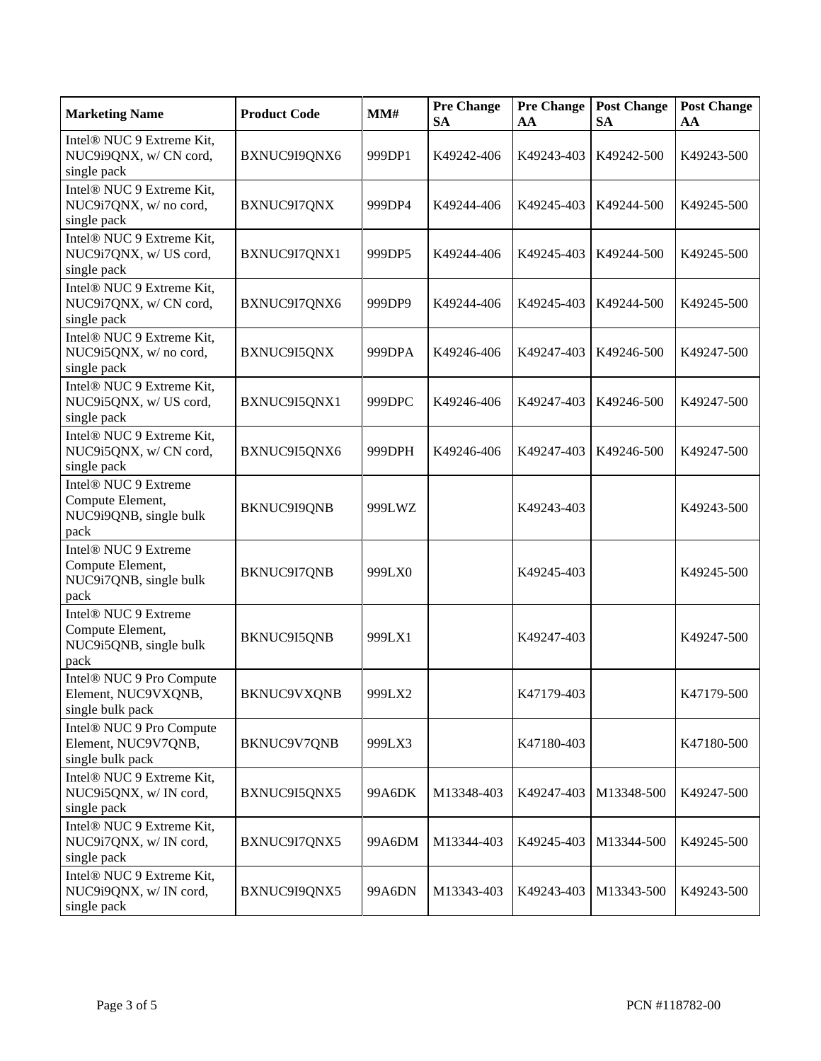| Marketing Name | Product Code | MM# | Pre Change SA | Pre Change AA | Post Change SA | Post Change AA |
|---|---|---|---|---|---|---|
| Intel® NUC 9 Extreme Kit, NUC9i9QNX, w/ CN cord, single pack | BXNUC9I9QNX6 | 999DP1 | K49242-406 | K49243-403 | K49242-500 | K49243-500 |
| Intel® NUC 9 Extreme Kit, NUC9i7QNX, w/ no cord, single pack | BXNUC9I7QNX | 999DP4 | K49244-406 | K49245-403 | K49244-500 | K49245-500 |
| Intel® NUC 9 Extreme Kit, NUC9i7QNX, w/ US cord, single pack | BXNUC9I7QNX1 | 999DP5 | K49244-406 | K49245-403 | K49244-500 | K49245-500 |
| Intel® NUC 9 Extreme Kit, NUC9i7QNX, w/ CN cord, single pack | BXNUC9I7QNX6 | 999DP9 | K49244-406 | K49245-403 | K49244-500 | K49245-500 |
| Intel® NUC 9 Extreme Kit, NUC9i5QNX, w/ no cord, single pack | BXNUC9I5QNX | 999DPA | K49246-406 | K49247-403 | K49246-500 | K49247-500 |
| Intel® NUC 9 Extreme Kit, NUC9i5QNX, w/ US cord, single pack | BXNUC9I5QNX1 | 999DPC | K49246-406 | K49247-403 | K49246-500 | K49247-500 |
| Intel® NUC 9 Extreme Kit, NUC9i5QNX, w/ CN cord, single pack | BXNUC9I5QNX6 | 999DPH | K49246-406 | K49247-403 | K49246-500 | K49247-500 |
| Intel® NUC 9 Extreme Compute Element, NUC9i9QNB, single bulk pack | BKNUC9I9QNB | 999LWZ | | K49243-403 | | K49243-500 |
| Intel® NUC 9 Extreme Compute Element, NUC9i7QNB, single bulk pack | BKNUC9I7QNB | 999LX0 | | K49245-403 | | K49245-500 |
| Intel® NUC 9 Extreme Compute Element, NUC9i5QNB, single bulk pack | BKNUC9I5QNB | 999LX1 | | K49247-403 | | K49247-500 |
| Intel® NUC 9 Pro Compute Element, NUC9VXQNB, single bulk pack | BKNUC9VXQNB | 999LX2 | | K47179-403 | | K47179-500 |
| Intel® NUC 9 Pro Compute Element, NUC9V7QNB, single bulk pack | BKNUC9V7QNB | 999LX3 | | K47180-403 | | K47180-500 |
| Intel® NUC 9 Extreme Kit, NUC9i5QNX, w/ IN cord, single pack | BXNUC9I5QNX5 | 99A6DK | M13348-403 | K49247-403 | M13348-500 | K49247-500 |
| Intel® NUC 9 Extreme Kit, NUC9i7QNX, w/ IN cord, single pack | BXNUC9I7QNX5 | 99A6DM | M13344-403 | K49245-403 | M13344-500 | K49245-500 |
| Intel® NUC 9 Extreme Kit, NUC9i9QNX, w/ IN cord, single pack | BXNUC9I9QNX5 | 99A6DN | M13343-403 | K49243-403 | M13343-500 | K49243-500 |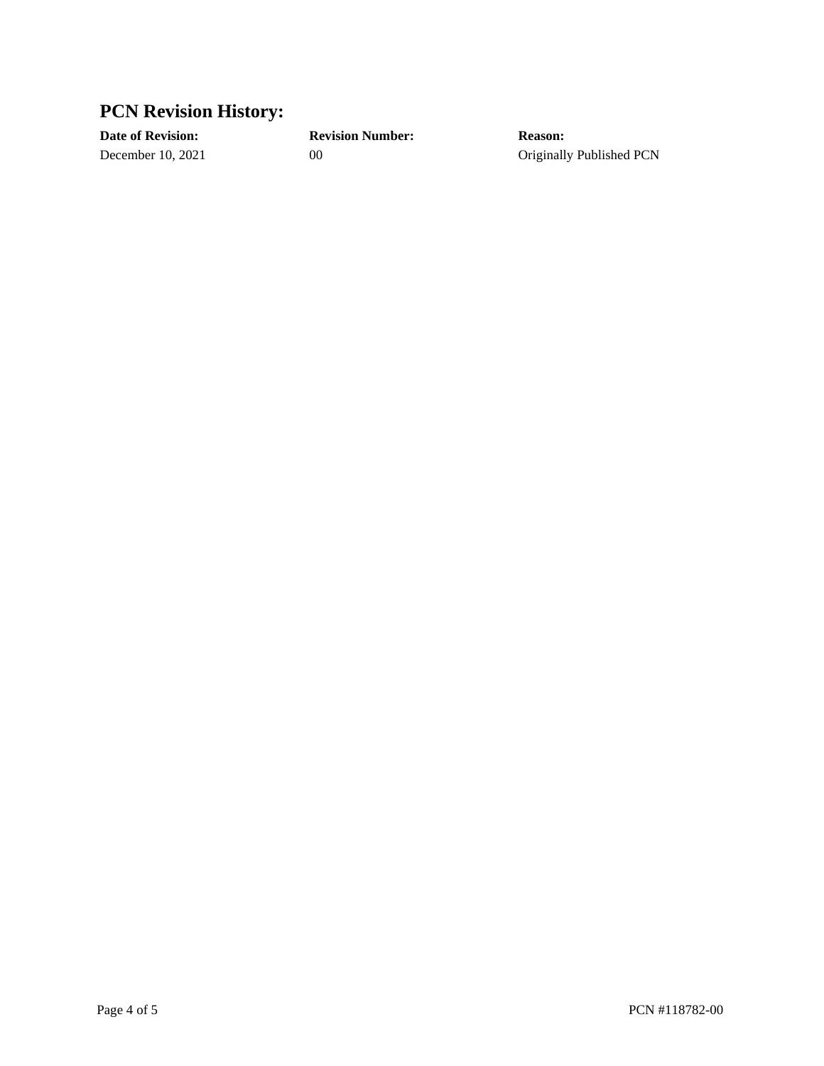## PCN Revision History:

| Date of Revision: | Revision Number: | Reason: |
|---|---|---|
| December 10, 2021 | 00 | Originally Published PCN |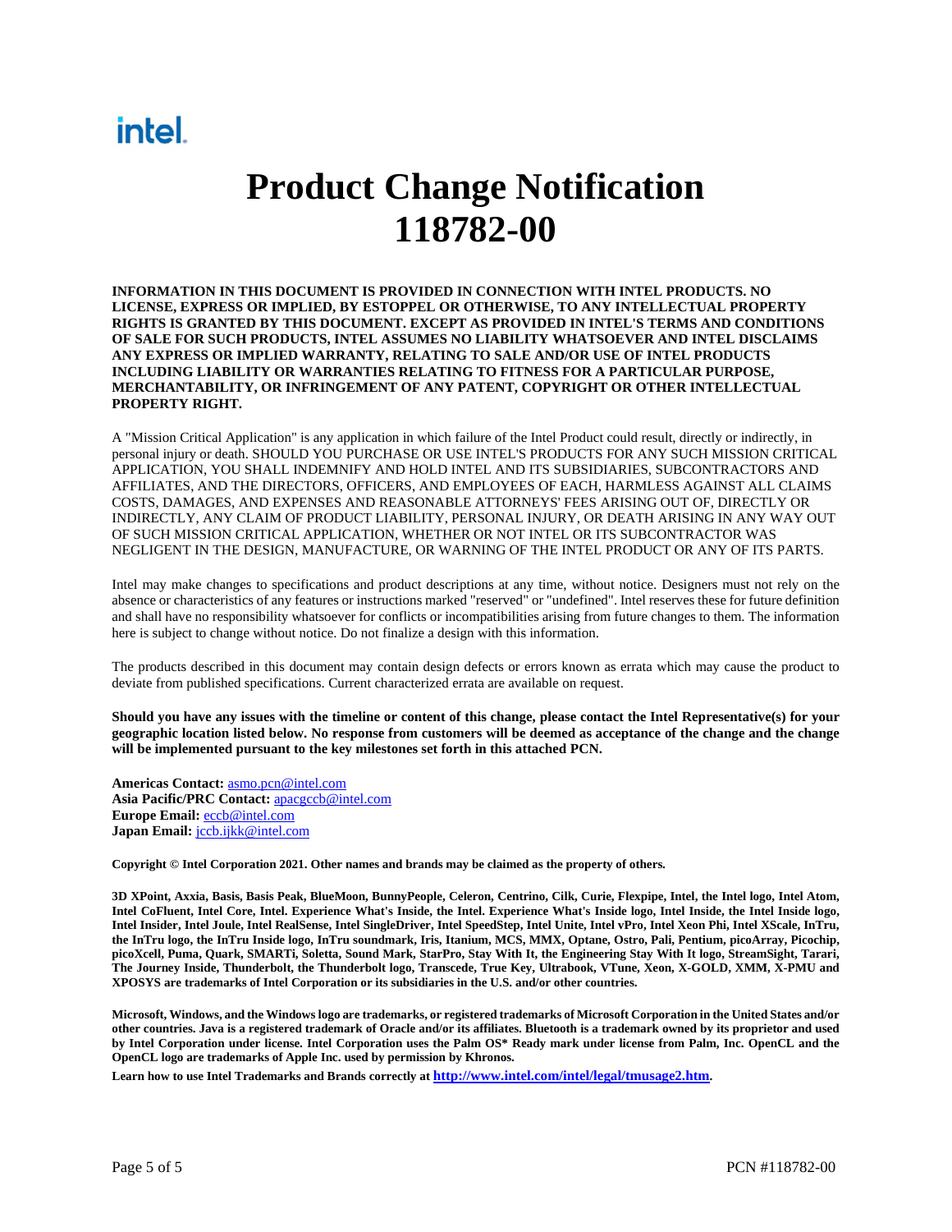intel.

# Product Change Notification 118782-00

**INFORMATION IN THIS DOCUMENT IS PROVIDED IN CONNECTION WITH INTEL PRODUCTS. NO LICENSE, EXPRESS OR IMPLIED, BY ESTOPPEL OR OTHERWISE, TO ANY INTELLECTUAL PROPERTY RIGHTS IS GRANTED BY THIS DOCUMENT. EXCEPT AS PROVIDED IN INTEL'S TERMS AND CONDITIONS OF SALE FOR SUCH PRODUCTS, INTEL ASSUMES NO LIABILITY WHATSOEVER AND INTEL DISCLAIMS ANY EXPRESS OR IMPLIED WARRANTY, RELATING TO SALE AND/OR USE OF INTEL PRODUCTS INCLUDING LIABILITY OR WARRANTIES RELATING TO FITNESS FOR A PARTICULAR PURPOSE, MERCHANTABILITY, OR INFRINGEMENT OF ANY PATENT, COPYRIGHT OR OTHER INTELLECTUAL PROPERTY RIGHT.**

A "Mission Critical Application" is any application in which failure of the Intel Product could result, directly or indirectly, in personal injury or death. SHOULD YOU PURCHASE OR USE INTEL'S PRODUCTS FOR ANY SUCH MISSION CRITICAL APPLICATION, YOU SHALL INDEMNIFY AND HOLD INTEL AND ITS SUBSIDIARIES, SUBCONTRACTORS AND AFFILIATES, AND THE DIRECTORS, OFFICERS, AND EMPLOYEES OF EACH, HARMLESS AGAINST ALL CLAIMS COSTS, DAMAGES, AND EXPENSES AND REASONABLE ATTORNEYS' FEES ARISING OUT OF, DIRECTLY OR INDIRECTLY, ANY CLAIM OF PRODUCT LIABILITY, PERSONAL INJURY, OR DEATH ARISING IN ANY WAY OUT OF SUCH MISSION CRITICAL APPLICATION, WHETHER OR NOT INTEL OR ITS SUBCONTRACTOR WAS NEGLIGENT IN THE DESIGN, MANUFACTURE, OR WARNING OF THE INTEL PRODUCT OR ANY OF ITS PARTS.

Intel may make changes to specifications and product descriptions at any time, without notice. Designers must not rely on the absence or characteristics of any features or instructions marked "reserved" or "undefined". Intel reserves these for future definition and shall have no responsibility whatsoever for conflicts or incompatibilities arising from future changes to them. The information here is subject to change without notice. Do not finalize a design with this information.

The products described in this document may contain design defects or errors known as errata which may cause the product to deviate from published specifications. Current characterized errata are available on request.

**Should you have any issues with the timeline or content of this change, please contact the Intel Representative(s) for your geographic location listed below. No response from customers will be deemed as acceptance of the change and the change will be implemented pursuant to the key milestones set forth in this attached PCN.**

**Americas Contact:** asmo.pcn@intel.com
**Asia Pacific/PRC Contact:** apacgccb@intel.com
**Europe Email:** eccb@intel.com
**Japan Email:** jccb.ijkk@intel.com

**Copyright © Intel Corporation 2021. Other names and brands may be claimed as the property of others.**

**3D XPoint, Axxia, Basis, Basis Peak, BlueMoon, BunnyPeople, Celeron, Centrino, Cilk, Curie, Flexpipe, Intel, the Intel logo, Intel Atom, Intel CoFluent, Intel Core, Intel. Experience What's Inside, the Intel. Experience What's Inside logo, Intel Inside, the Intel Inside logo, Intel Insider, Intel Joule, Intel RealSense, Intel SingleDriver, Intel SpeedStep, Intel Unite, Intel vPro, Intel Xeon Phi, Intel XScale, InTru, the InTru logo, the InTru Inside logo, InTru soundmark, Iris, Itanium, MCS, MMX, Optane, Ostro, Pali, Pentium, picoArray, Picochip, picoXcell, Puma, Quark, SMARTi, Soletta, Sound Mark, StarPro, Stay With It, the Engineering Stay With It logo, StreamSight, Tarari, The Journey Inside, Thunderbolt, the Thunderbolt logo, Transcede, True Key, Ultrabook, VTune, Xeon, X-GOLD, XMM, X-PMU and XPOSYS are trademarks of Intel Corporation or its subsidiaries in the U.S. and/or other countries.**

**Microsoft, Windows, and the Windows logo are trademarks, or registered trademarks of Microsoft Corporation in the United States and/or other countries. Java is a registered trademark of Oracle and/or its affiliates. Bluetooth is a trademark owned by its proprietor and used by Intel Corporation under license. Intel Corporation uses the Palm OS* Ready mark under license from Palm, Inc. OpenCL and the OpenCL logo are trademarks of Apple Inc. used by permission by Khronos.**

**Learn how to use Intel Trademarks and Brands correctly at http://www.intel.com/intel/legal/tmusage2.htm.**